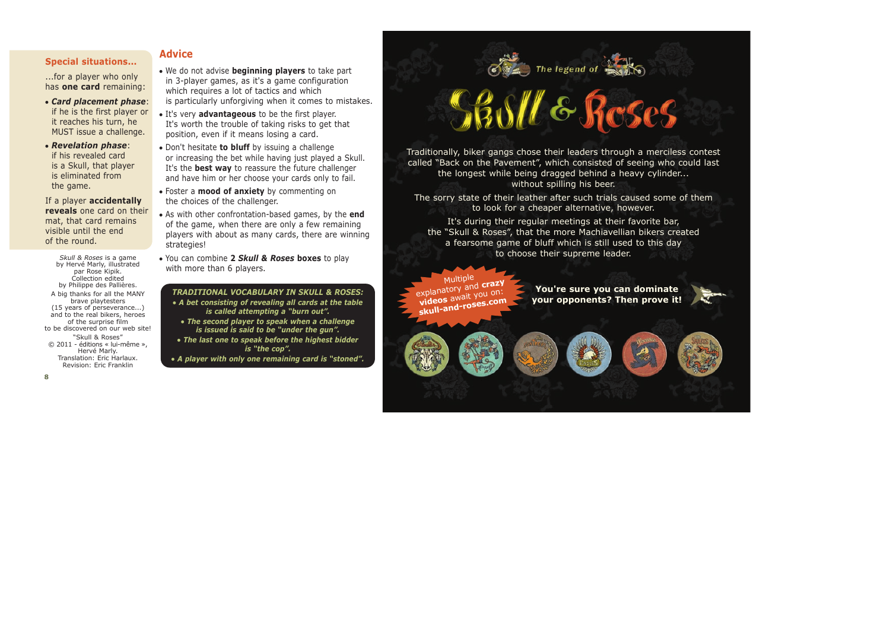## Special situations...

...for a player who only has **one card** remaining:

- ***Card placement phase***: if he is the first player or it reaches his turn, he MUST issue a challenge.
- ***Revelation phase***: if his revealed card is a Skull, that player is eliminated from the game.

If a player **accidentally reveals** one card on their mat, that card remains visible until the end of the round.

*Skull & Roses* is a game by Hervé Marly, illustrated par Rose Kipik.
Collection edited by Philippe des Pallières.
A big thanks for all the MANY brave playtesters (15 years of perseverance...) and to the real bikers, heroes of the surprise film to be discovered on our web site!
"Skull & Roses"
© 2011 - éditions « lui-même », Hervé Marly.
Translation: Eric Harlaux.
Revision: Eric Franklin

## Advice

- We do not advise **beginning players** to take part in 3-player games, as it's a game configuration which requires a lot of tactics and which is particularly unforgiving when it comes to mistakes.
- It's very **advantageous** to be the first player. It's worth the trouble of taking risks to get that position, even if it means losing a card.
- Don't hesitate **to bluff** by issuing a challenge or increasing the bet while having just played a Skull. It's the **best way** to reassure the future challenger and have him or her choose your cards only to fail.
- Foster a **mood of anxiety** by commenting on the choices of the challenger.
- As with other confrontation-based games, by the **end** of the game, when there are only a few remaining players with about as many cards, there are winning strategies!
- You can combine **2 *Skull & Roses* boxes** to play with more than 6 players.

***TRADITIONAL VOCABULARY IN SKULL & ROSES:***

- ***A bet consisting of revealing all cards at the table is called attempting a "burn out".***
- ***The second player to speak when a challenge is issued is said to be "under the gun".***
- ***The last one to speak before the highest bidder is "the cop".***
- ***A player with only one remaining card is "stoned".***

The legend of

# Skull & Roses

Traditionally, biker gangs chose their leaders through a merciless contest called "Back on the Pavement", which consisted of seeing who could last the longest while being dragged behind a heavy cylinder... without spilling his beer.

The sorry state of their leather after such trials caused some of them to look for a cheaper alternative, however.

It's during their regular meetings at their favorite bar, the "Skull & Roses", that the more Machiavellian bikers created a fearsome game of bluff which is still used to this day to choose their supreme leader.

Multiple explanatory and **crazy videos** await you on: **skull-and-roses.com**

**You're sure you can dominate your opponents? Then prove it!**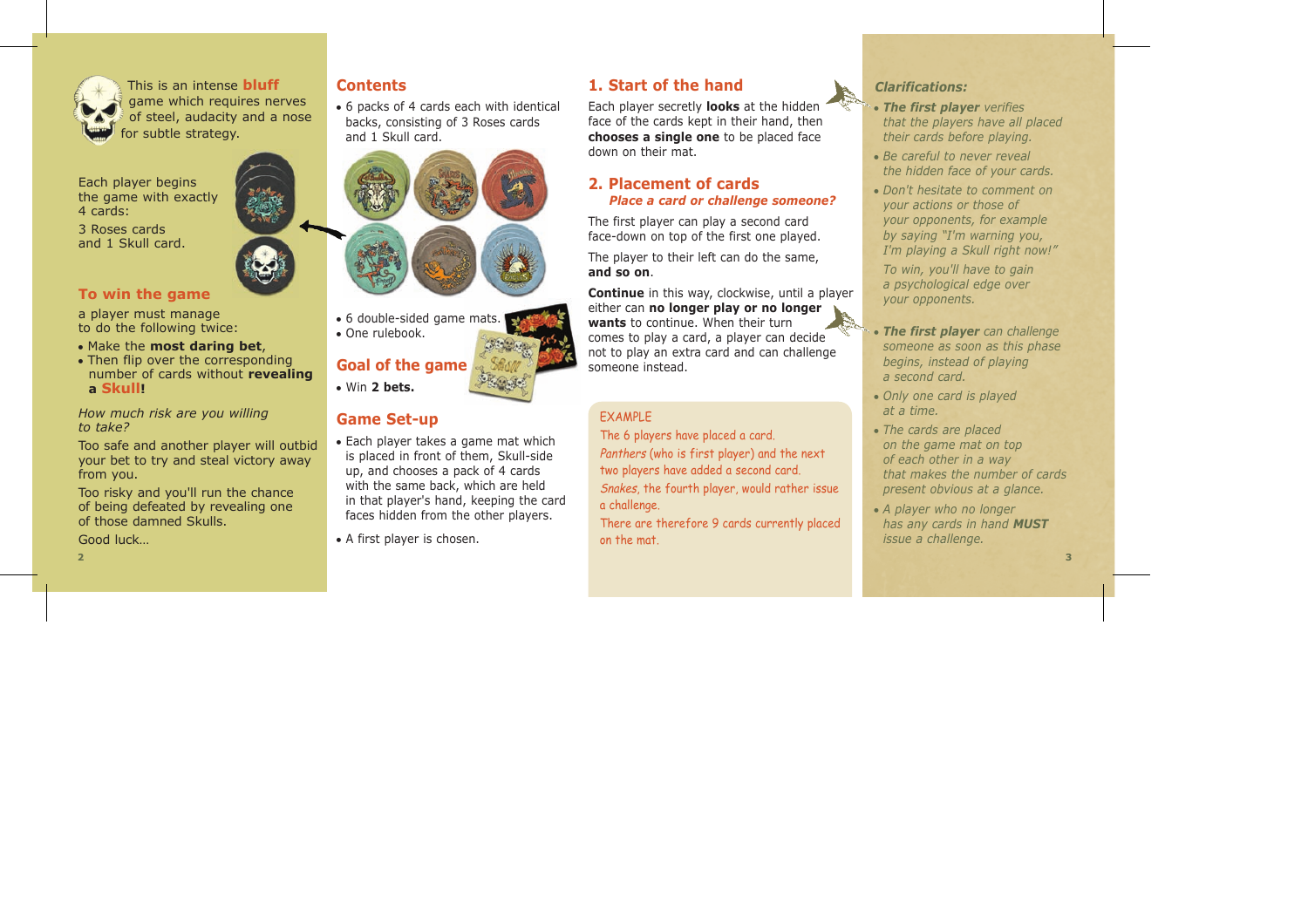This is an intense **bluff** game which requires nerves of steel, audacity and a nose for subtle strategy.

Each player begins the game with exactly 4 cards:

3 Roses cards and 1 Skull card.

## To win the game

a player must manage to do the following twice:

- Make the **most daring bet**,
- Then flip over the corresponding number of cards without **revealing a Skull!**

*How much risk are you willing to take?*

Too safe and another player will outbid your bet to try and steal victory away from you.

Too risky and you'll run the chance of being defeated by revealing one of those damned Skulls.

Good luck…

## Contents

- 6 packs of 4 cards each with identical backs, consisting of 3 Roses cards and 1 Skull card.
- 6 double-sided game mats.
- One rulebook.

## Goal of the game

- Win **2 bets.**

## Game Set-up

- Each player takes a game mat which is placed in front of them, Skull-side up, and chooses a pack of 4 cards with the same back, which are held in that player's hand, keeping the card faces hidden from the other players.
- A first player is chosen.

## 1. Start of the hand

Each player secretly **looks** at the hidden face of the cards kept in their hand, then **chooses a single one** to be placed face down on their mat.

## 2. Placement of cards

***Place a card or challenge someone?***

The first player can play a second card face-down on top of the first one played.

The player to their left can do the same, **and so on**.

**Continue** in this way, clockwise, until a player either can **no longer play or no longer wants** to continue. When their turn comes to play a card, a player can decide not to play an extra card and can challenge someone instead.

EXAMPLE

The 6 players have placed a card.

*Panthers* (who is first player) and the next two players have added a second card.

*Snakes*, the fourth player, would rather issue a challenge.

There are therefore 9 cards currently placed on the mat.

### *Clarifications:*

- ***The first player*** *verifies that the players have all placed their cards before playing.*
- *Be careful to never reveal the hidden face of your cards.*
- *Don't hesitate to comment on your actions or those of your opponents, for example by saying "I'm warning you, I'm playing a Skull right now!"*

  *To win, you'll have to gain a psychological edge over your opponents.*

- ***The first player*** *can challenge someone as soon as this phase begins, instead of playing a second card.*
- *Only one card is played at a time.*
- *The cards are placed on the game mat on top of each other in a way that makes the number of cards present obvious at a glance.*
- *A player who no longer has any cards in hand* ***MUST*** *issue a challenge.*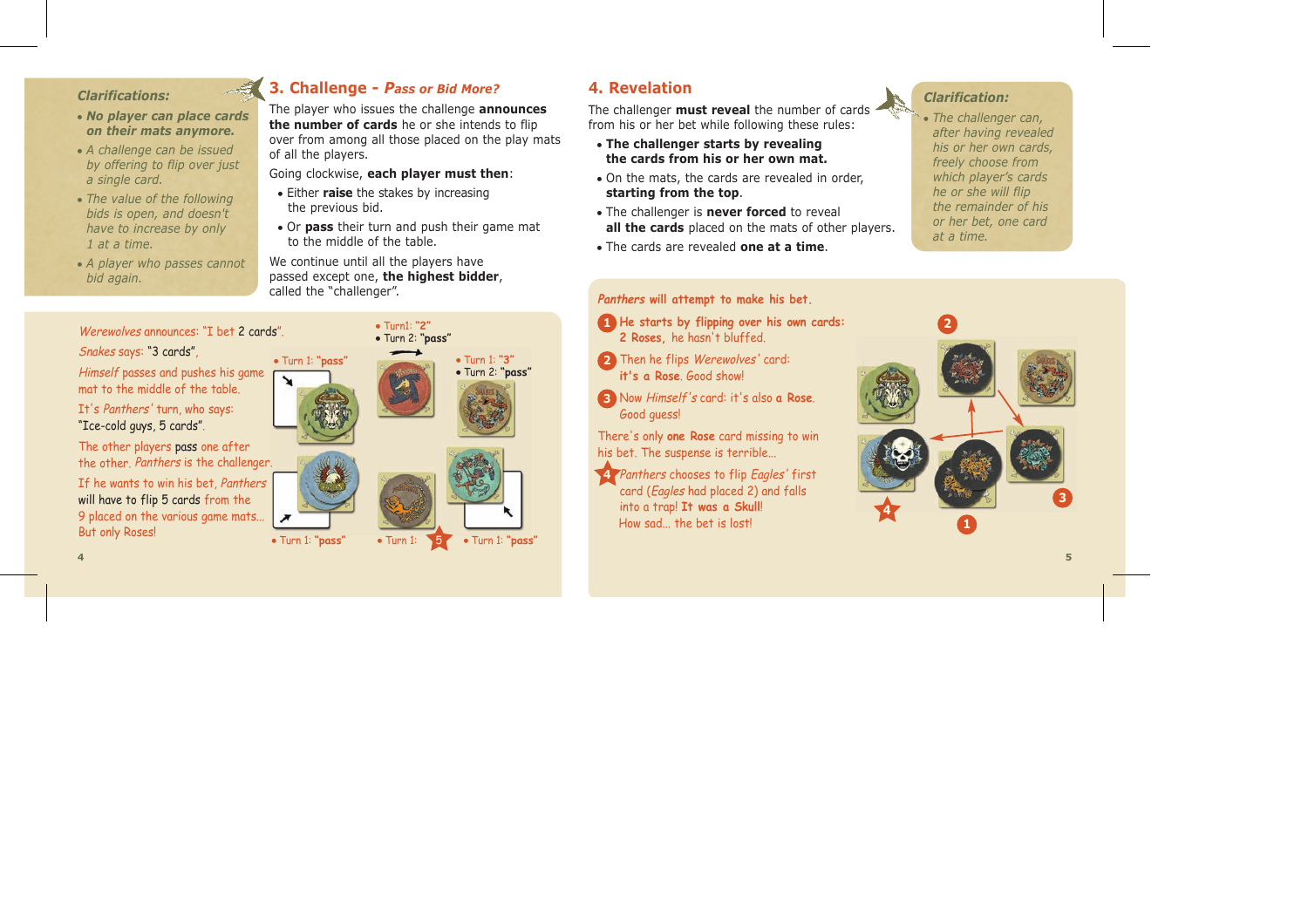### Clarifications:

- **No player can place cards on their mats anymore.**
- A challenge can be issued by offering to flip over just a single card.
- The value of the following bids is open, and doesn't have to increase by only 1 at a time.
- A player who passes cannot bid again.

## 3. Challenge - *Pass or Bid More?*

The player who issues the challenge **announces the number of cards** he or she intends to flip over from among all those placed on the play mats of all the players.

Going clockwise, **each player must then**:

- Either **raise** the stakes by increasing the previous bid.
- Or **pass** their turn and push their game mat to the middle of the table.

We continue until all the players have passed except one, **the highest bidder**, called the "challenger".

*Werewolves* announces: "I bet 2 cards".

*Snakes* says: "3 cards",

*Himself* passes and pushes his game mat to the middle of the table.

It's *Panthers'* turn, who says: "Ice-cold guys, 5 cards".

The other players pass one after the other. *Panthers* is the challenger.

If he wants to win his bet, *Panthers* will have to flip 5 cards from the 9 placed on the various game mats... But only Roses!

- Turn1: "2"
- Turn 2: "pass"
- Turn 1: "pass"
- Turn 1: "3"
- Turn 2: "pass"
- Turn 1: "pass"
- Turn 1: 5
- Turn 1: "pass"

## 4. Revelation

The challenger **must reveal** the number of cards from his or her bet while following these rules:

- **The challenger starts by revealing the cards from his or her own mat.**
- On the mats, the cards are revealed in order, **starting from the top**.
- The challenger is **never forced** to reveal **all the cards** placed on the mats of other players.
- The cards are revealed **one at a time**.

### Clarification:

- The challenger can, after having revealed his or her own cards, freely choose from which player's cards he or she will flip the remainder of his or her bet, one card at a time.

*Panthers* **will attempt to make his bet.**

1. **He starts by flipping over his own cards: 2 Roses**, he hasn't bluffed.
2. Then he flips *Werewolves'* card: **it's a Rose**. Good show!
3. Now *Himself's* card: it's also **a Rose**. Good guess!

There's only **one Rose** card missing to win his bet. The suspense is terrible...

4. *Panthers* chooses to flip *Eagles'* first card (*Eagles* had placed 2) and falls into a trap! **It was a Skull**! How sad... the bet is lost!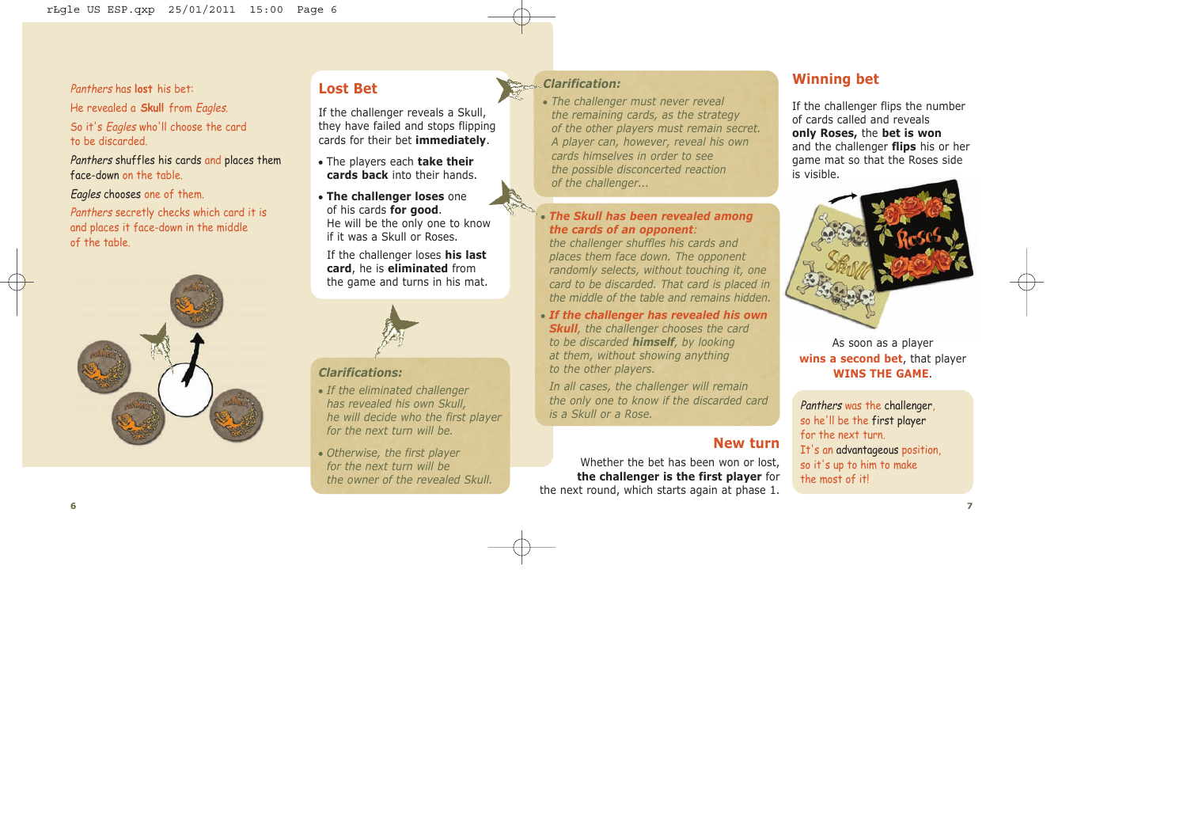*Panthers* has **lost** his bet:

He revealed a **Skull** from *Eagles*.

So it's *Eagles* who'll choose the card to be discarded.

*Panthers* shuffles his cards and places them face-down on the table.

*Eagles* chooses one of them.

*Panthers* secretly checks which card it is and places it face-down in the middle of the table.

## Lost Bet

If the challenger reveals a Skull, they have failed and stops flipping cards for their bet **immediately**.

- The players each **take their cards back** into their hands.
- **The challenger loses** one of his cards **for good**. He will be the only one to know if it was a Skull or Roses.

  If the challenger loses **his last card**, he is **eliminated** from the game and turns in his mat.

### Clarifications:

- *If the eliminated challenger has revealed his own Skull, he will decide who the first player for the next turn will be.*
- *Otherwise, the first player for the next turn will be the owner of the revealed Skull.*

### Clarification:

- *The challenger must never reveal the remaining cards, as the strategy of the other players must remain secret. A player can, however, reveal his own cards himself in order to see the possible disconcerted reaction of the challenger...*

- ***The Skull has been revealed among the cards of an opponent:*** *the challenger shuffles his cards and places them face down. The opponent randomly selects, without touching it, one card to be discarded. That card is placed in the middle of the table and remains hidden.*
- ***If the challenger has revealed his own Skull****, the challenger chooses the card to be discarded **himself**, by looking at them, without showing anything to the other players.*

  *In all cases, the challenger will remain the only one to know if the discarded card is a Skull or a Rose.*

## New turn

Whether the bet has been won or lost, **the challenger is the first player** for the next round, which starts again at phase 1.

## Winning bet

If the challenger flips the number of cards called and reveals **only Roses,** the **bet is won** and the challenger **flips** his or her game mat so that the Roses side is visible.

As soon as a player **wins a second bet**, that player **WINS THE GAME**.

*Panthers* was the challenger, so he'll be the first player for the next turn. It's an advantageous position, so it's up to him to make the most of it!